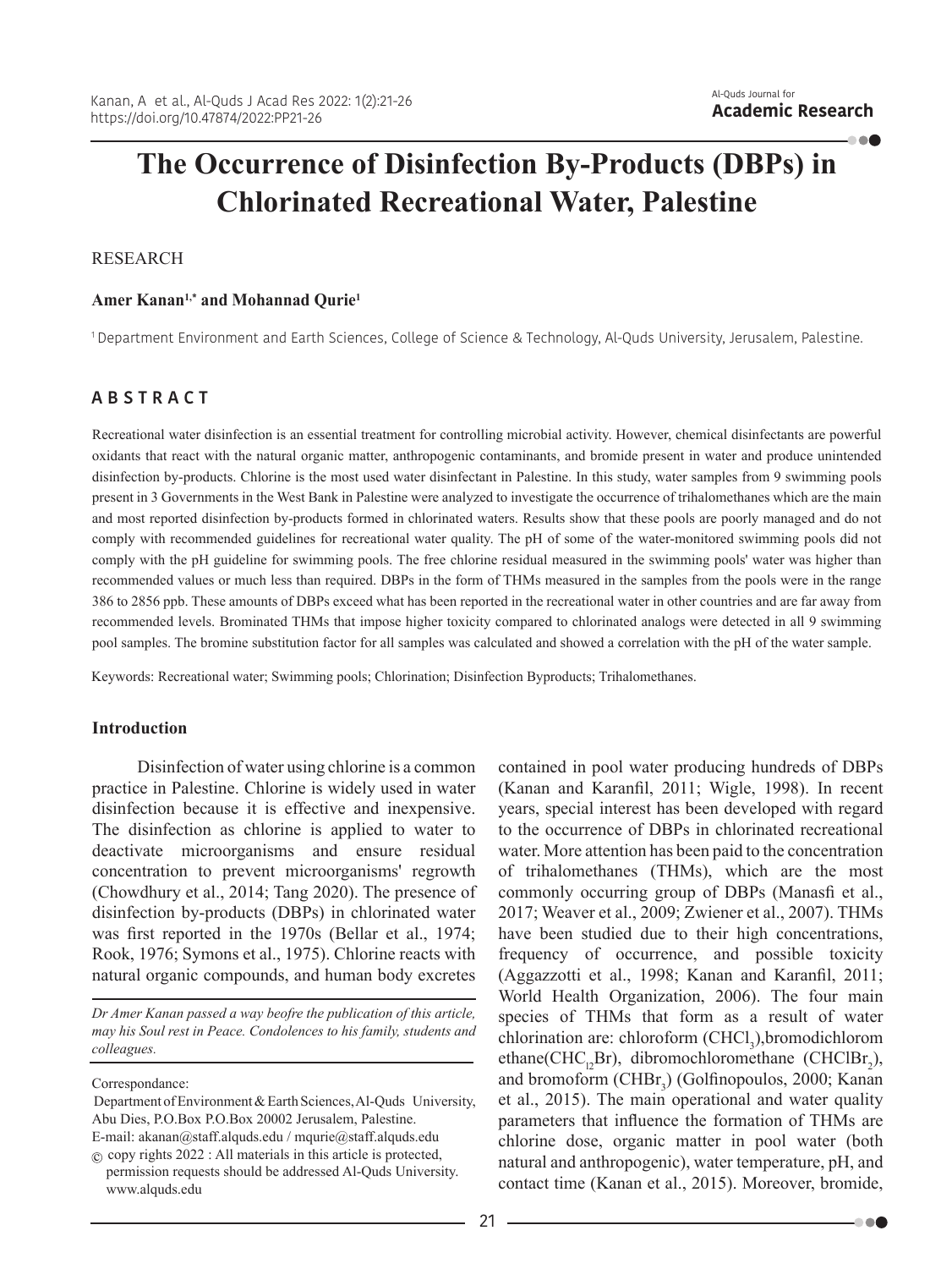# The Occurrence of Disinfection By-Products (DBPs) in Chlorinated Recreational Water, Palestine

RESEARCH

**Amer Kanan[1,*] and Mohannad Qurie[1]**

[1] Department Environment and Earth Sciences, College of Science & Technology, Al-Quds University, Jerusalem, Palestine.

## ABSTRACT

Recreational water disinfection is an essential treatment for controlling microbial activity. However, chemical disinfectants are powerful oxidants that react with the natural organic matter, anthropogenic contaminants, and bromide present in water and produce unintended disinfection by-products. Chlorine is the most used water disinfectant in Palestine. In this study, water samples from 9 swimming pools present in 3 Governments in the West Bank in Palestine were analyzed to investigate the occurrence of trihalomethanes which are the main and most reported disinfection by-products formed in chlorinated waters. Results show that these pools are poorly managed and do not comply with recommended guidelines for recreational water quality. The pH of some of the water-monitored swimming pools did not comply with the pH guideline for swimming pools. The free chlorine residual measured in the swimming pools' water was higher than recommended values or much less than required. DBPs in the form of THMs measured in the samples from the pools were in the range 386 to 2856 ppb. These amounts of DBPs exceed what has been reported in the recreational water in other countries and are far away from recommended levels. Brominated THMs that impose higher toxicity compared to chlorinated analogs were detected in all 9 swimming pool samples. The bromine substitution factor for all samples was calculated and showed a correlation with the pH of the water sample.

Keywords: Recreational water; Swimming pools; Chlorination; Disinfection Byproducts; Trihalomethanes.

## Introduction

Disinfection of water using chlorine is a common practice in Palestine. Chlorine is widely used in water disinfection because it is effective and inexpensive. The disinfection as chlorine is applied to water to deactivate microorganisms and ensure residual concentration to prevent microorganisms' regrowth (Chowdhury et al., 2014; Tang 2020). The presence of disinfection by-products (DBPs) in chlorinated water was first reported in the 1970s (Bellar et al., 1974; Rook, 1976; Symons et al., 1975). Chlorine reacts with natural organic compounds, and human body excretes contained in pool water producing hundreds of DBPs (Kanan and Karanfil, 2011; Wigle, 1998). In recent years, special interest has been developed with regard to the occurrence of DBPs in chlorinated recreational water. More attention has been paid to the concentration of trihalomethanes (THMs), which are the most commonly occurring group of DBPs (Manasfi et al., 2017; Weaver et al., 2009; Zwiener et al., 2007). THMs have been studied due to their high concentrations, frequency of occurrence, and possible toxicity (Aggazzotti et al., 1998; Kanan and Karanfil, 2011; World Health Organization, 2006). The four main species of THMs that form as a result of water chlorination are: chloroform ($CHCl_3$),bromodichloromethane($CHCl_2Br$), dibromochloromethane ($CHClBr_2$), and bromoform ($CHBr_3$) (Golfinopoulos, 2000; Kanan et al., 2015). The main operational and water quality parameters that influence the formation of THMs are chlorine dose, organic matter in pool water (both natural and anthropogenic), water temperature, pH, and contact time (Kanan et al., 2015). Moreover, bromide,

*Dr Amer Kanan passed a way beofre the publication of this article, may his Soul rest in Peace. Condolences to his family, students and colleagues.*

Correspondance:
Department of Environment & Earth Sciences, Al-Quds University, Abu Dies, P.O.Box P.O.Box 20002 Jerusalem, Palestine.
E-mail: akanan@staff.alquds.edu / mqurie@staff.alquds.edu
© copy rights 2022 : All materials in this article is protected, permission requests should be addressed Al-Quds University. www.alquds.edu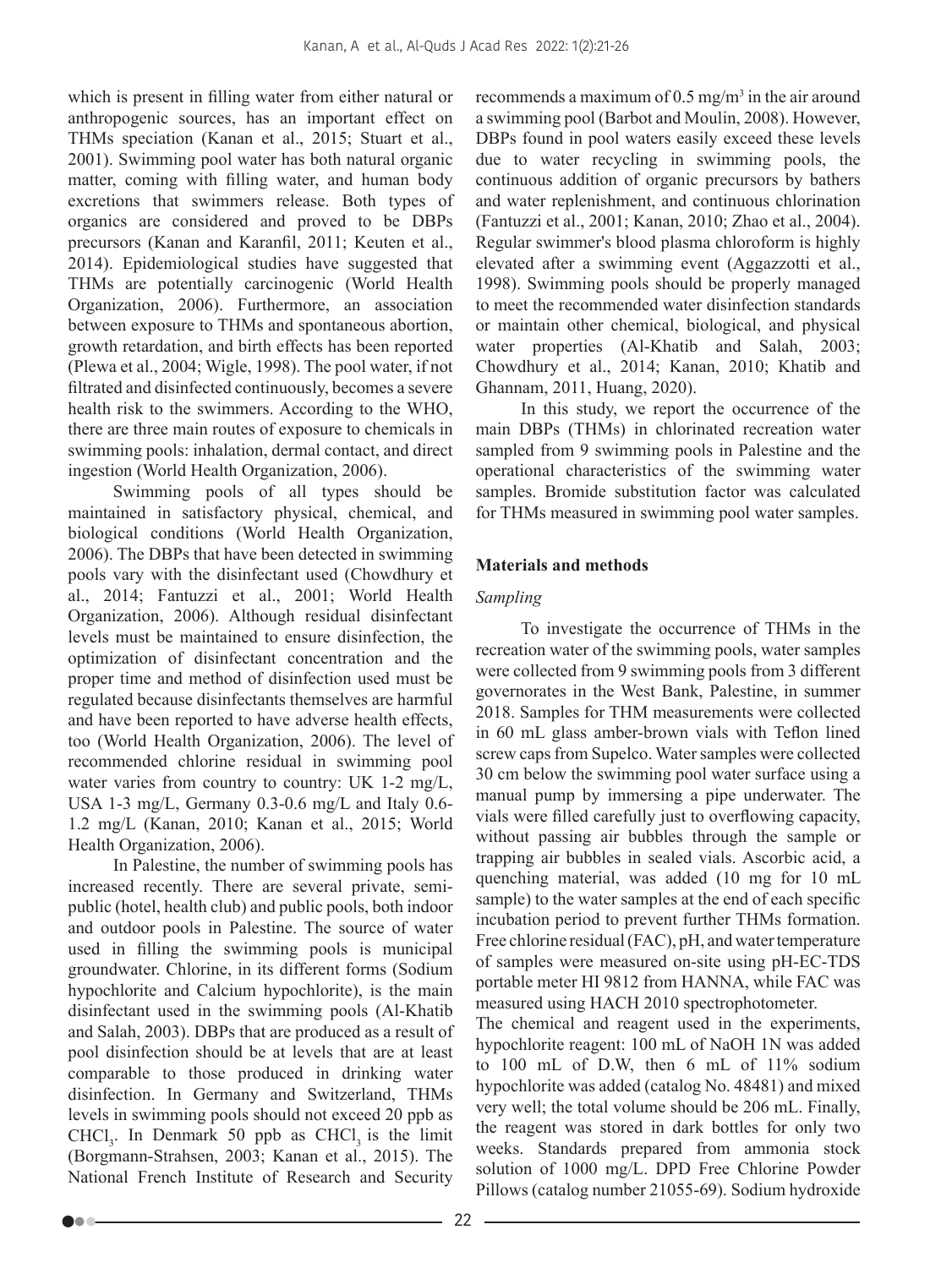which is present in filling water from either natural or anthropogenic sources, has an important effect on THMs speciation (Kanan et al., 2015; Stuart et al., 2001). Swimming pool water has both natural organic matter, coming with filling water, and human body excretions that swimmers release. Both types of organics are considered and proved to be DBPs precursors (Kanan and Karanfil, 2011; Keuten et al., 2014). Epidemiological studies have suggested that THMs are potentially carcinogenic (World Health Organization, 2006). Furthermore, an association between exposure to THMs and spontaneous abortion, growth retardation, and birth effects has been reported (Plewa et al., 2004; Wigle, 1998). The pool water, if not filtrated and disinfected continuously, becomes a severe health risk to the swimmers. According to the WHO, there are three main routes of exposure to chemicals in swimming pools: inhalation, dermal contact, and direct ingestion (World Health Organization, 2006).

Swimming pools of all types should be maintained in satisfactory physical, chemical, and biological conditions (World Health Organization, 2006). The DBPs that have been detected in swimming pools vary with the disinfectant used (Chowdhury et al., 2014; Fantuzzi et al., 2001; World Health Organization, 2006). Although residual disinfectant levels must be maintained to ensure disinfection, the optimization of disinfectant concentration and the proper time and method of disinfection used must be regulated because disinfectants themselves are harmful and have been reported to have adverse health effects, too (World Health Organization, 2006). The level of recommended chlorine residual in swimming pool water varies from country to country: UK 1-2 mg/L, USA 1-3 mg/L, Germany 0.3-0.6 mg/L and Italy 0.6-1.2 mg/L (Kanan, 2010; Kanan et al., 2015; World Health Organization, 2006).

In Palestine, the number of swimming pools has increased recently. There are several private, semi-public (hotel, health club) and public pools, both indoor and outdoor pools in Palestine. The source of water used in filling the swimming pools is municipal groundwater. Chlorine, in its different forms (Sodium hypochlorite and Calcium hypochlorite), is the main disinfectant used in the swimming pools (Al-Khatib and Salah, 2003). DBPs that are produced as a result of pool disinfection should be at levels that are at least comparable to those produced in drinking water disinfection. In Germany and Switzerland, THMs levels in swimming pools should not exceed 20 ppb as $CHCl_3$. In Denmark 50 ppb as $CHCl_3$ is the limit (Borgmann-Strahsen, 2003; Kanan et al., 2015). The National French Institute of Research and Security recommends a maximum of 0.5 mg/m$^3$ in the air around a swimming pool (Barbot and Moulin, 2008). However, DBPs found in pool waters easily exceed these levels due to water recycling in swimming pools, the continuous addition of organic precursors by bathers and water replenishment, and continuous chlorination (Fantuzzi et al., 2001; Kanan, 2010; Zhao et al., 2004). Regular swimmer's blood plasma chloroform is highly elevated after a swimming event (Aggazzotti et al., 1998). Swimming pools should be properly managed to meet the recommended water disinfection standards or maintain other chemical, biological, and physical water properties (Al-Khatib and Salah, 2003; Chowdhury et al., 2014; Kanan, 2010; Khatib and Ghannam, 2011, Huang, 2020).

In this study, we report the occurrence of the main DBPs (THMs) in chlorinated recreation water sampled from 9 swimming pools in Palestine and the operational characteristics of the swimming water samples. Bromide substitution factor was calculated for THMs measured in swimming pool water samples.

## Materials and methods

### *Sampling*

To investigate the occurrence of THMs in the recreation water of the swimming pools, water samples were collected from 9 swimming pools from 3 different governorates in the West Bank, Palestine, in summer 2018. Samples for THM measurements were collected in 60 mL glass amber-brown vials with Teflon lined screw caps from Supelco. Water samples were collected 30 cm below the swimming pool water surface using a manual pump by immersing a pipe underwater. The vials were filled carefully just to overflowing capacity, without passing air bubbles through the sample or trapping air bubbles in sealed vials. Ascorbic acid, a quenching material, was added (10 mg for 10 mL sample) to the water samples at the end of each specific incubation period to prevent further THMs formation. Free chlorine residual (FAC), pH, and water temperature of samples were measured on-site using pH-EC-TDS portable meter HI 9812 from HANNA, while FAC was measured using HACH 2010 spectrophotometer.

The chemical and reagent used in the experiments, hypochlorite reagent: 100 mL of NaOH 1N was added to 100 mL of D.W, then 6 mL of 11% sodium hypochlorite was added (catalog No. 48481) and mixed very well; the total volume should be 206 mL. Finally, the reagent was stored in dark bottles for only two weeks. Standards prepared from ammonia stock solution of 1000 mg/L. DPD Free Chlorine Powder Pillows (catalog number 21055-69). Sodium hydroxide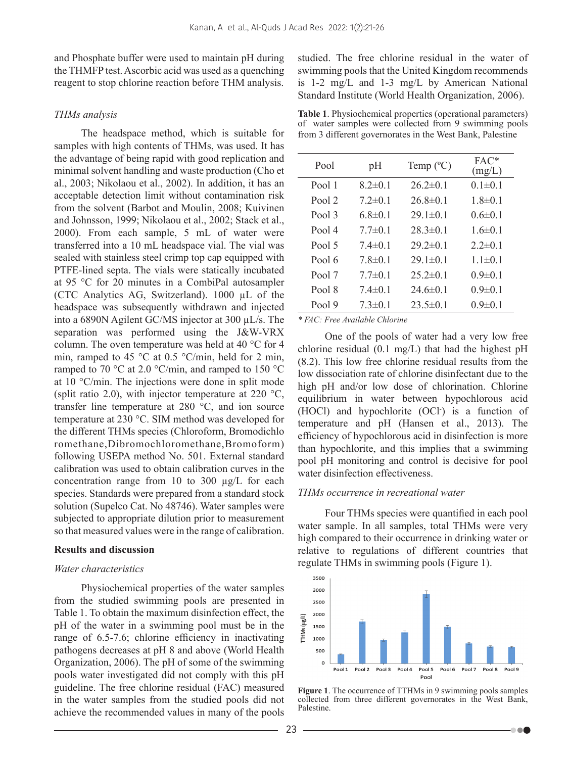and Phosphate buffer were used to maintain pH during the THMFP test. Ascorbic acid was used as a quenching reagent to stop chlorine reaction before THM analysis.

*THMs analysis*

The headspace method, which is suitable for samples with high contents of THMs, was used. It has the advantage of being rapid with good replication and minimal solvent handling and waste production (Cho et al., 2003; Nikolaou et al., 2002). In addition, it has an acceptable detection limit without contamination risk from the solvent (Barbot and Moulin, 2008; Kuivinen and Johnsson, 1999; Nikolaou et al., 2002; Stack et al., 2000). From each sample, 5 mL of water were transferred into a 10 mL headspace vial. The vial was sealed with stainless steel crimp top cap equipped with PTFE-lined septa. The vials were statically incubated at 95 °C for 20 minutes in a CombiPal autosampler (CTC Analytics AG, Switzerland). 1000 µL of the headspace was subsequently withdrawn and injected into a 6890N Agilent GC/MS injector at 300 µL/s. The separation was performed using the J&W-VRX column. The oven temperature was held at 40 °C for 4 min, ramped to 45 °C at 0.5 °C/min, held for 2 min, ramped to 70 °C at 2.0 °C/min, and ramped to 150 °C at 10 °C/min. The injections were done in split mode (split ratio 2.0), with injector temperature at 220 °C, transfer line temperature at 280 °C, and ion source temperature at 230 °C. SIM method was developed for the different THMs species (Chloroform, Bromodichloromethane, Dibromochloromethane, Bromoform) following USEPA method No. 501. External standard calibration was used to obtain calibration curves in the concentration range from 10 to 300 µg/L for each species. Standards were prepared from a standard stock solution (Supelco Cat. No 48746). Water samples were subjected to appropriate dilution prior to measurement so that measured values were in the range of calibration.

## Results and discussion

*Water characteristics*

Physiochemical properties of the water samples from the studied swimming pools are presented in Table 1. To obtain the maximum disinfection effect, the pH of the water in a swimming pool must be in the range of 6.5-7.6; chlorine efficiency in inactivating pathogens decreases at pH 8 and above (World Health Organization, 2006). The pH of some of the swimming pools water investigated did not comply with this pH guideline. The free chlorine residual (FAC) measured in the water samples from the studied pools did not achieve the recommended values in many of the pools studied. The free chlorine residual in the water of swimming pools that the United Kingdom recommends is 1-2 mg/L and 1-3 mg/L by American National Standard Institute (World Health Organization, 2006).

**Table 1**. Physiochemical properties (operational parameters) of water samples were collected from 9 swimming pools from 3 different governorates in the West Bank, Palestine

| Pool | pH | Temp (ºC) | FAC* (mg/L) |
|---|---|---|---|
| Pool 1 | 8.2±0.1 | 26.2±0.1 | 0.1±0.1 |
| Pool 2 | 7.2±0.1 | 26.8±0.1 | 1.8±0.1 |
| Pool 3 | 6.8±0.1 | 29.1±0.1 | 0.6±0.1 |
| Pool 4 | 7.7±0.1 | 28.3±0.1 | 1.6±0.1 |
| Pool 5 | 7.4±0.1 | 29.2±0.1 | 2.2±0.1 |
| Pool 6 | 7.8±0.1 | 29.1±0.1 | 1.1±0.1 |
| Pool 7 | 7.7±0.1 | 25.2±0.1 | 0.9±0.1 |
| Pool 8 | 7.4±0.1 | 24.6±0.1 | 0.9±0.1 |
| Pool 9 | 7.3±0.1 | 23.5±0.1 | 0.9±0.1 |

*\* FAC: Free Available Chlorine*

One of the pools of water had a very low free chlorine residual (0.1 mg/L) that had the highest pH (8.2). This low free chlorine residual results from the low dissociation rate of chlorine disinfectant due to the high pH and/or low dose of chlorination. Chlorine equilibrium in water between hypochlorous acid (HOCl) and hypochlorite ($OCl^-$) is a function of temperature and pH (Hansen et al., 2013). The efficiency of hypochlorous acid in disinfection is more than hypochlorite, and this implies that a swimming pool pH monitoring and control is decisive for pool water disinfection effectiveness.

*THMs occurrence in recreational water*

Four THMs species were quantified in each pool water sample. In all samples, total THMs were very high compared to their occurrence in drinking water or relative to regulations of different countries that regulate THMs in swimming pools (Figure 1).

**Figure 1**. The occurrence of TTHMs in 9 swimming pools samples collected from three different governorates in the West Bank, Palestine.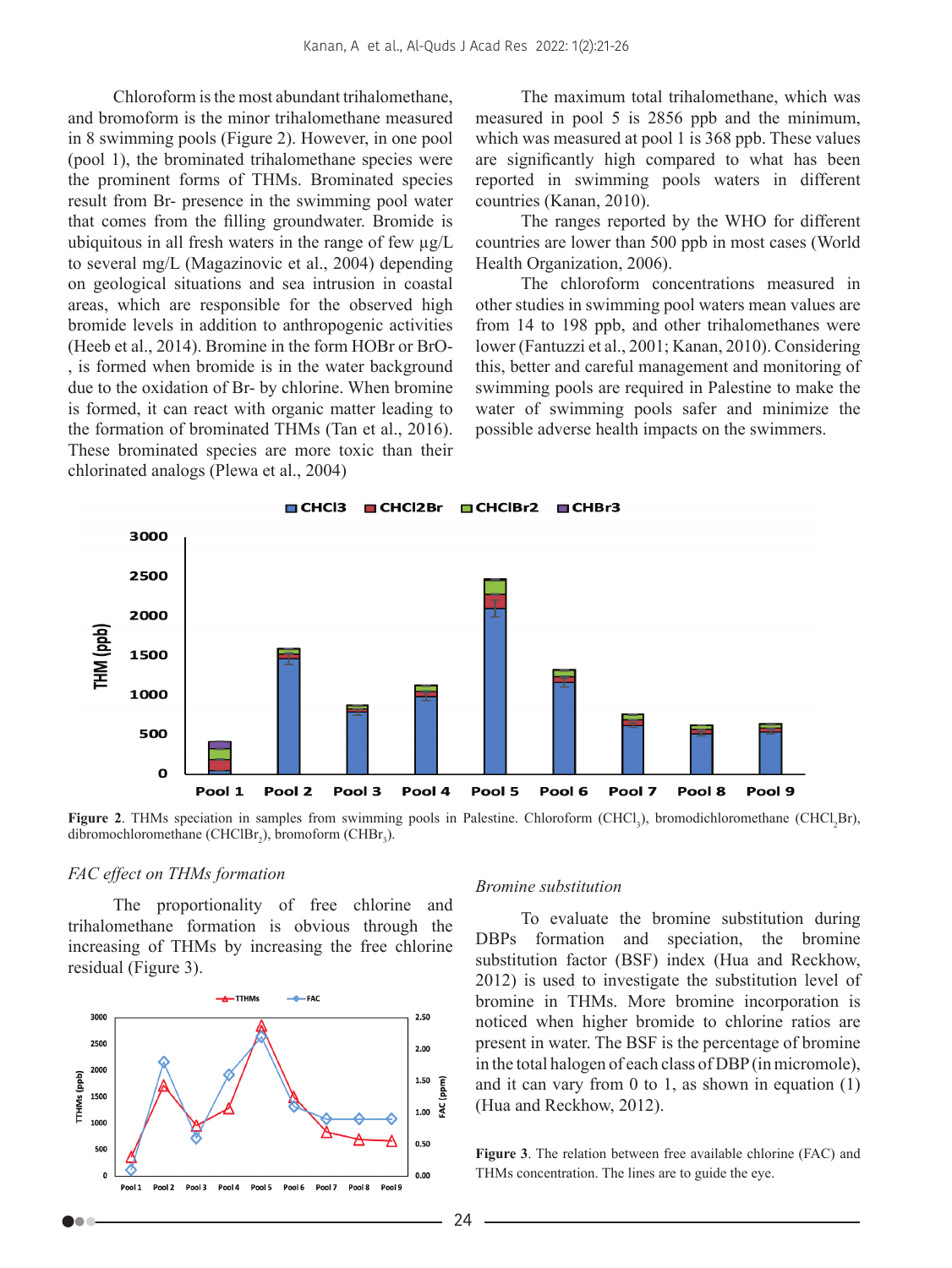Chloroform is the most abundant trihalomethane, and bromoform is the minor trihalomethane measured in 8 swimming pools (Figure 2). However, in one pool (pool 1), the brominated trihalomethane species were the prominent forms of THMs. Brominated species result from Br- presence in the swimming pool water that comes from the filling groundwater. Bromide is ubiquitous in all fresh waters in the range of few µg/L to several mg/L (Magazinovic et al., 2004) depending on geological situations and sea intrusion in coastal areas, which are responsible for the observed high bromide levels in addition to anthropogenic activities (Heeb et al., 2014). Bromine in the form HOBr or BrO-, is formed when bromide is in the water background due to the oxidation of Br- by chlorine. When bromine is formed, it can react with organic matter leading to the formation of brominated THMs (Tan et al., 2016). These brominated species are more toxic than their chlorinated analogs (Plewa et al., 2004)

The maximum total trihalomethane, which was measured in pool 5 is 2856 ppb and the minimum, which was measured at pool 1 is 368 ppb. These values are significantly high compared to what has been reported in swimming pools waters in different countries (Kanan, 2010).

The ranges reported by the WHO for different countries are lower than 500 ppb in most cases (World Health Organization, 2006).

The chloroform concentrations measured in other studies in swimming pool waters mean values are from 14 to 198 ppb, and other trihalomethanes were lower (Fantuzzi et al., 2001; Kanan, 2010). Considering this, better and careful management and monitoring of swimming pools are required in Palestine to make the water of swimming pools safer and minimize the possible adverse health impacts on the swimmers.

**Figure 2**. THMs speciation in samples from swimming pools in Palestine. Chloroform ($CHCl_3$), bromodichloromethane ($CHCl_2Br$), dibromochloromethane ($CHClBr_2$), bromoform ($CHBr_3$).

*FAC effect on THMs formation*

The proportionality of free chlorine and trihalomethane formation is obvious through the increasing of THMs by increasing the free chlorine residual (Figure 3).

**Figure 3**. The relation between free available chlorine (FAC) and THMs concentration. The lines are to guide the eye.

*Bromine substitution*

To evaluate the bromine substitution during DBPs formation and speciation, the bromine substitution factor (BSF) index (Hua and Reckhow, 2012) is used to investigate the substitution level of bromine in THMs. More bromine incorporation is noticed when higher bromide to chlorine ratios are present in water. The BSF is the percentage of bromine in the total halogen of each class of DBP (in micromole), and it can vary from 0 to 1, as shown in equation (1) (Hua and Reckhow, 2012).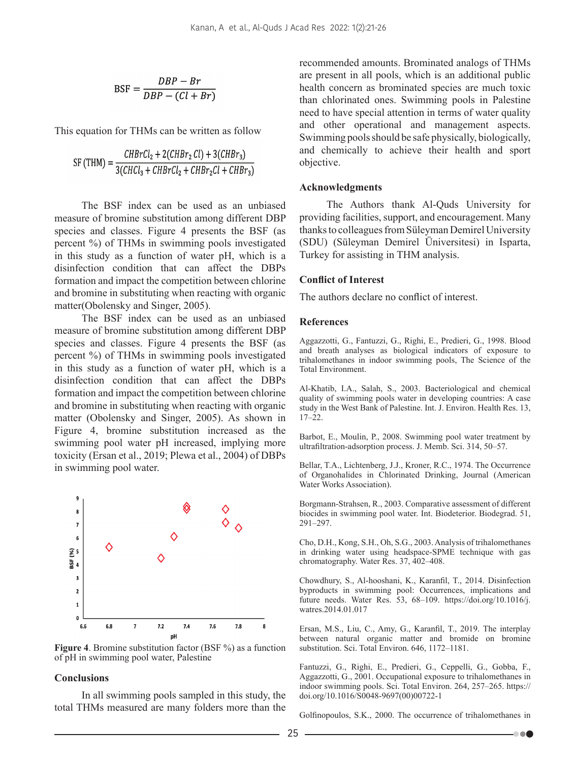$$BSF = \frac{DBP - Br}{DBP - (Cl + Br)}$$

This equation for THMs can be written as follow

$$SF\ (THM) = \frac{CHBrCl_2 + 2(CHBr_2\,Cl) + 3(CHBr_3)}{3(CHCl_3 + CHBrCl_2 + CHBr_2Cl + CHBr_3)}$$

The BSF index can be used as an unbiased measure of bromine substitution among different DBP species and classes. Figure 4 presents the BSF (as percent %) of THMs in swimming pools investigated in this study as a function of water pH, which is a disinfection condition that can affect the DBPs formation and impact the competition between chlorine and bromine in substituting when reacting with organic matter(Obolensky and Singer, 2005).

The BSF index can be used as an unbiased measure of bromine substitution among different DBP species and classes. Figure 4 presents the BSF (as percent %) of THMs in swimming pools investigated in this study as a function of water pH, which is a disinfection condition that can affect the DBPs formation and impact the competition between chlorine and bromine in substituting when reacting with organic matter (Obolensky and Singer, 2005). As shown in Figure 4, bromine substitution increased as the swimming pool water pH increased, implying more toxicity (Ersan et al., 2019; Plewa et al., 2004) of DBPs in swimming pool water.

**Figure 4**. Bromine substitution factor (BSF %) as a function of pH in swimming pool water, Palestine

## Conclusions

In all swimming pools sampled in this study, the total THMs measured are many folders more than the recommended amounts. Brominated analogs of THMs are present in all pools, which is an additional public health concern as brominated species are much toxic than chlorinated ones. Swimming pools in Palestine need to have special attention in terms of water quality and other operational and management aspects. Swimming pools should be safe physically, biologically, and chemically to achieve their health and sport objective.

## Acknowledgments

The Authors thank Al-Quds University for providing facilities, support, and encouragement. Many thanks to colleagues from Süleyman Demirel University (SDU) (Süleyman Demirel Üniversitesi) in Isparta, Turkey for assisting in THM analysis.

## Conflict of Interest

The authors declare no conflict of interest.

## References

Aggazzotti, G., Fantuzzi, G., Righi, E., Predieri, G., 1998. Blood and breath analyses as biological indicators of exposure to trihalomethanes in indoor swimming pools, The Science of the Total Environment.

Al-Khatib, I.A., Salah, S., 2003. Bacteriological and chemical quality of swimming pools water in developing countries: A case study in the West Bank of Palestine. Int. J. Environ. Health Res. 13, 17–22.

Barbot, E., Moulin, P., 2008. Swimming pool water treatment by ultrafiltration-adsorption process. J. Memb. Sci. 314, 50–57.

Bellar, T.A., Lichtenberg, J.J., Kroner, R.C., 1974. The Occurrence of Organohalides in Chlorinated Drinking, Journal (American Water Works Association).

Borgmann-Strahsen, R., 2003. Comparative assessment of different biocides in swimming pool water. Int. Biodeterior. Biodegrad. 51, 291–297.

Cho, D.H., Kong, S.H., Oh, S.G., 2003. Analysis of trihalomethanes in drinking water using headspace-SPME technique with gas chromatography. Water Res. 37, 402–408.

Chowdhury, S., Al-hooshani, K., Karanfil, T., 2014. Disinfection byproducts in swimming pool: Occurrences, implications and future needs. Water Res. 53, 68–109. https://doi.org/10.1016/j.watres.2014.01.017

Ersan, M.S., Liu, C., Amy, G., Karanfil, T., 2019. The interplay between natural organic matter and bromide on bromine substitution. Sci. Total Environ. 646, 1172–1181.

Fantuzzi, G., Righi, E., Predieri, G., Ceppelli, G., Gobba, F., Aggazzotti, G., 2001. Occupational exposure to trihalomethanes in indoor swimming pools. Sci. Total Environ. 264, 257–265. https://doi.org/10.1016/S0048-9697(00)00722-1

Golfinopoulos, S.K., 2000. The occurrence of trihalomethanes in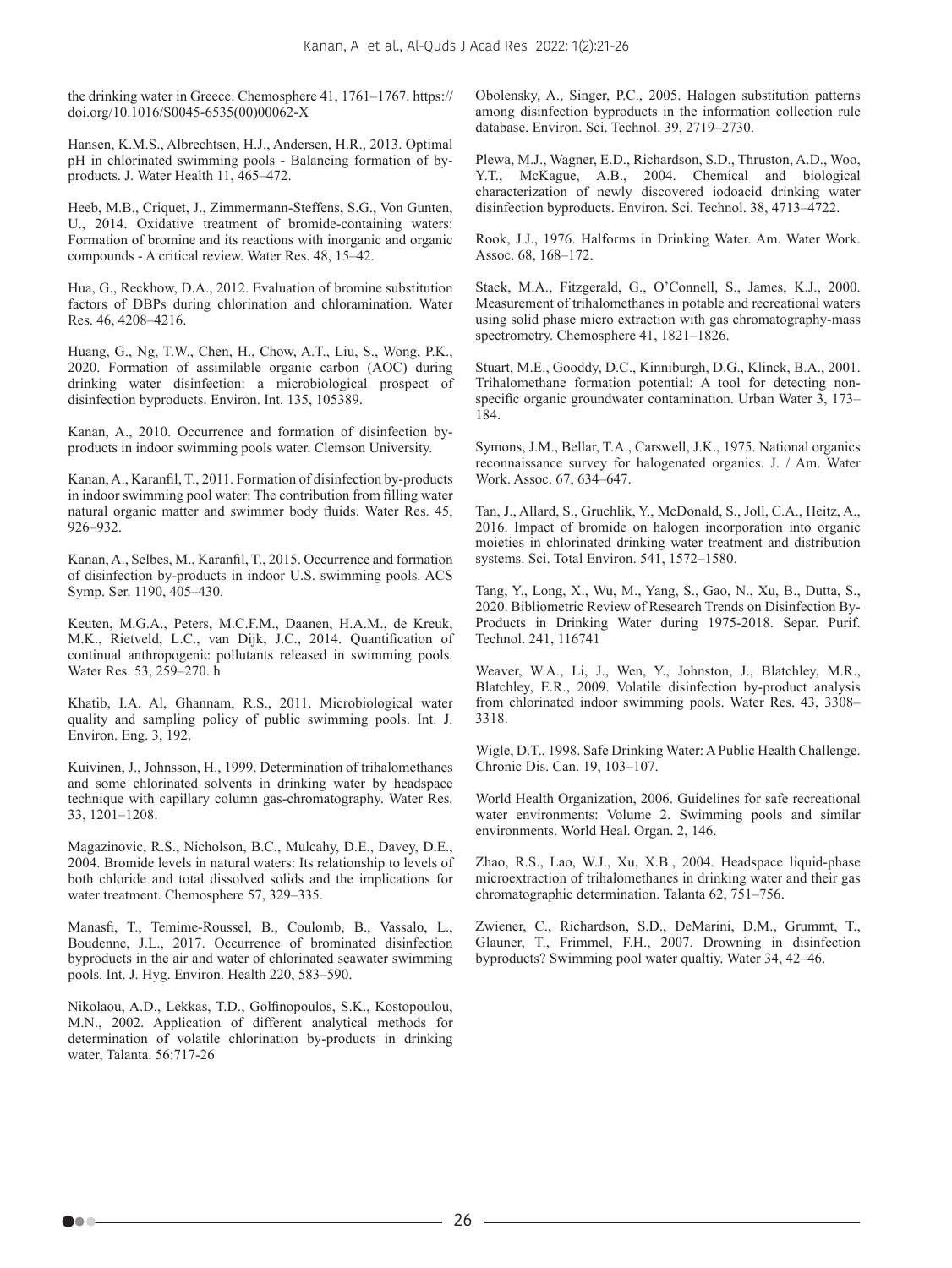the drinking water in Greece. Chemosphere 41, 1761–1767. https://doi.org/10.1016/S0045-6535(00)00062-X

Hansen, K.M.S., Albrechtsen, H.J., Andersen, H.R., 2013. Optimal pH in chlorinated swimming pools - Balancing formation of by-products. J. Water Health 11, 465–472.

Heeb, M.B., Criquet, J., Zimmermann-Steffens, S.G., Von Gunten, U., 2014. Oxidative treatment of bromide-containing waters: Formation of bromine and its reactions with inorganic and organic compounds - A critical review. Water Res. 48, 15–42.

Hua, G., Reckhow, D.A., 2012. Evaluation of bromine substitution factors of DBPs during chlorination and chloramination. Water Res. 46, 4208–4216.

Huang, G., Ng, T.W., Chen, H., Chow, A.T., Liu, S., Wong, P.K., 2020. Formation of assimilable organic carbon (AOC) during drinking water disinfection: a microbiological prospect of disinfection byproducts. Environ. Int. 135, 105389.

Kanan, A., 2010. Occurrence and formation of disinfection by-products in indoor swimming pools water. Clemson University.

Kanan, A., Karanfil, T., 2011. Formation of disinfection by-products in indoor swimming pool water: The contribution from filling water natural organic matter and swimmer body fluids. Water Res. 45, 926–932.

Kanan, A., Selbes, M., Karanfil, T., 2015. Occurrence and formation of disinfection by-products in indoor U.S. swimming pools. ACS Symp. Ser. 1190, 405–430.

Keuten, M.G.A., Peters, M.C.F.M., Daanen, H.A.M., de Kreuk, M.K., Rietveld, L.C., van Dijk, J.C., 2014. Quantification of continual anthropogenic pollutants released in swimming pools. Water Res. 53, 259–270. h

Khatib, I.A. Al, Ghannam, R.S., 2011. Microbiological water quality and sampling policy of public swimming pools. Int. J. Environ. Eng. 3, 192.

Kuivinen, J., Johnsson, H., 1999. Determination of trihalomethanes and some chlorinated solvents in drinking water by headspace technique with capillary column gas-chromatography. Water Res. 33, 1201–1208.

Magazinovic, R.S., Nicholson, B.C., Mulcahy, D.E., Davey, D.E., 2004. Bromide levels in natural waters: Its relationship to levels of both chloride and total dissolved solids and the implications for water treatment. Chemosphere 57, 329–335.

Manasfi, T., Temime-Roussel, B., Coulomb, B., Vassalo, L., Boudenne, J.L., 2017. Occurrence of brominated disinfection byproducts in the air and water of chlorinated seawater swimming pools. Int. J. Hyg. Environ. Health 220, 583–590.

Nikolaou, A.D., Lekkas, T.D., Golfinopoulos, S.K., Kostopoulou, M.N., 2002. Application of different analytical methods for determination of volatile chlorination by-products in drinking water, Talanta. 56:717-26

Obolensky, A., Singer, P.C., 2005. Halogen substitution patterns among disinfection byproducts in the information collection rule database. Environ. Sci. Technol. 39, 2719–2730.

Plewa, M.J., Wagner, E.D., Richardson, S.D., Thruston, A.D., Woo, Y.T., McKague, A.B., 2004. Chemical and biological characterization of newly discovered iodoacid drinking water disinfection byproducts. Environ. Sci. Technol. 38, 4713–4722.

Rook, J.J., 1976. Halforms in Drinking Water. Am. Water Work. Assoc. 68, 168–172.

Stack, M.A., Fitzgerald, G., O'Connell, S., James, K.J., 2000. Measurement of trihalomethanes in potable and recreational waters using solid phase micro extraction with gas chromatography-mass spectrometry. Chemosphere 41, 1821–1826.

Stuart, M.E., Gooddy, D.C., Kinniburgh, D.G., Klinck, B.A., 2001. Trihalomethane formation potential: A tool for detecting non-specific organic groundwater contamination. Urban Water 3, 173–184.

Symons, J.M., Bellar, T.A., Carswell, J.K., 1975. National organics reconnaissance survey for halogenated organics. J. / Am. Water Work. Assoc. 67, 634–647.

Tan, J., Allard, S., Gruchlik, Y., McDonald, S., Joll, C.A., Heitz, A., 2016. Impact of bromide on halogen incorporation into organic moieties in chlorinated drinking water treatment and distribution systems. Sci. Total Environ. 541, 1572–1580.

Tang, Y., Long, X., Wu, M., Yang, S., Gao, N., Xu, B., Dutta, S., 2020. Bibliometric Review of Research Trends on Disinfection By-Products in Drinking Water during 1975-2018. Separ. Purif. Technol. 241, 116741

Weaver, W.A., Li, J., Wen, Y., Johnston, J., Blatchley, M.R., Blatchley, E.R., 2009. Volatile disinfection by-product analysis from chlorinated indoor swimming pools. Water Res. 43, 3308–3318.

Wigle, D.T., 1998. Safe Drinking Water: A Public Health Challenge. Chronic Dis. Can. 19, 103–107.

World Health Organization, 2006. Guidelines for safe recreational water environments: Volume 2. Swimming pools and similar environments. World Heal. Organ. 2, 146.

Zhao, R.S., Lao, W.J., Xu, X.B., 2004. Headspace liquid-phase microextraction of trihalomethanes in drinking water and their gas chromatographic determination. Talanta 62, 751–756.

Zwiener, C., Richardson, S.D., DeMarini, D.M., Grummt, T., Glauner, T., Frimmel, F.H., 2007. Drowning in disinfection byproducts? Swimming pool water qualtiy. Water 34, 42–46.